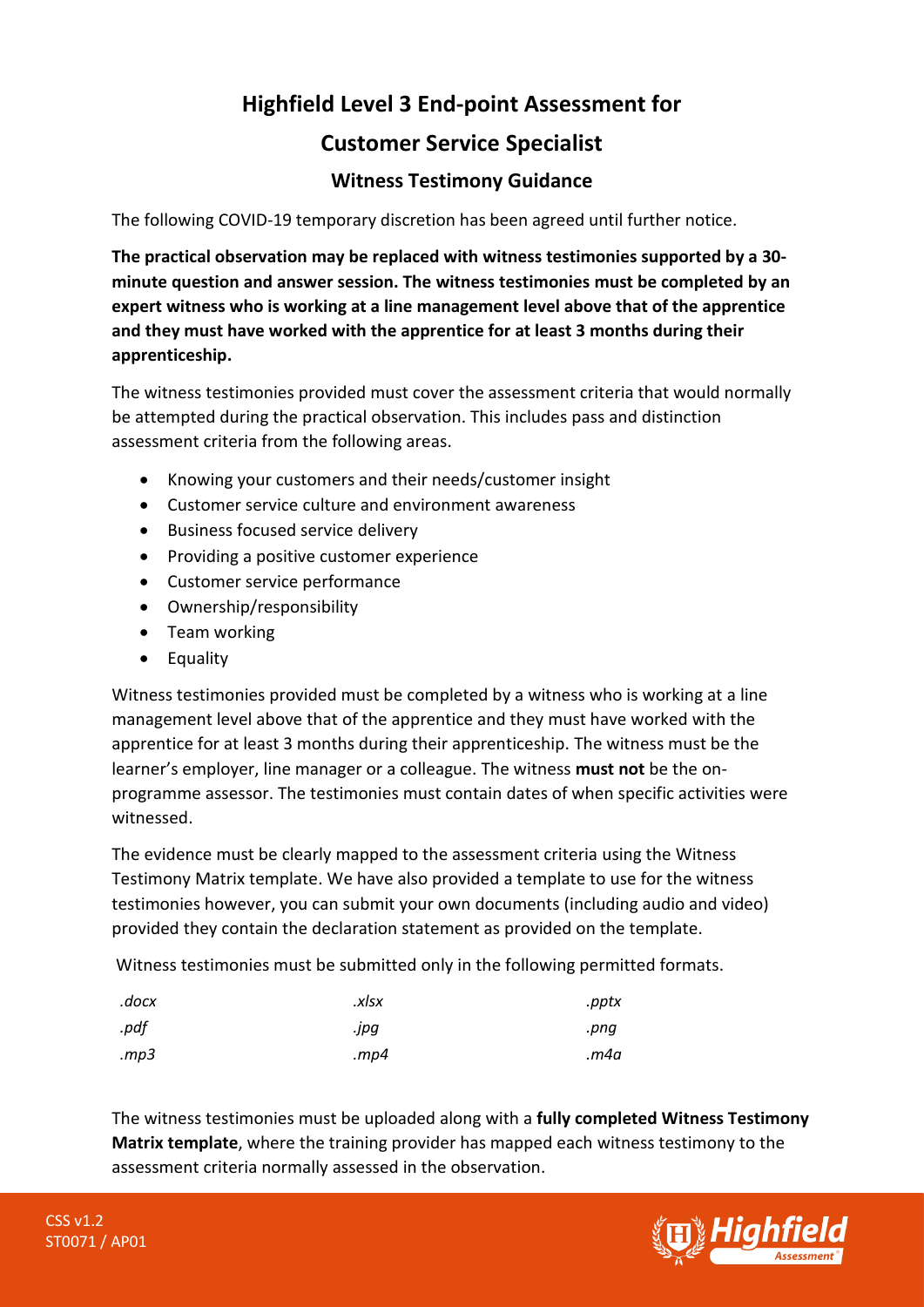# Highfield Level 3 End-point Assessment for

# Customer Service Specialist

## Witness Testimony Guidance

The following COVID-19 temporary discretion has been agreed until further notice.

**The practical observation may be replaced with witness testimonies supported by a 30-minute question and answer session. The witness testimonies must be completed by an expert witness who is working at a line management level above that of the apprentice and they must have worked with the apprentice for at least 3 months during their apprenticeship.**

The witness testimonies provided must cover the assessment criteria that would normally be attempted during the practical observation. This includes pass and distinction assessment criteria from the following areas.

- Knowing your customers and their needs/customer insight
- Customer service culture and environment awareness
- Business focused service delivery
- Providing a positive customer experience
- Customer service performance
- Ownership/responsibility
- Team working
- Equality

Witness testimonies provided must be completed by a witness who is working at a line management level above that of the apprentice and they must have worked with the apprentice for at least 3 months during their apprenticeship. The witness must be the learner's employer, line manager or a colleague. The witness **must not** be the on-programme assessor. The testimonies must contain dates of when specific activities were witnessed.

The evidence must be clearly mapped to the assessment criteria using the Witness Testimony Matrix template. We have also provided a template to use for the witness testimonies however, you can submit your own documents (including audio and video) provided they contain the declaration statement as provided on the template.

Witness testimonies must be submitted only in the following permitted formats.

| | | |
|---|---|---|
| *.docx* | *.xlsx* | *.pptx* |
| *.pdf* | *.jpg* | *.png* |
| *.mp3* | *.mp4* | *.m4a* |

The witness testimonies must be uploaded along with a **fully completed Witness Testimony Matrix template**, where the training provider has mapped each witness testimony to the assessment criteria normally assessed in the observation.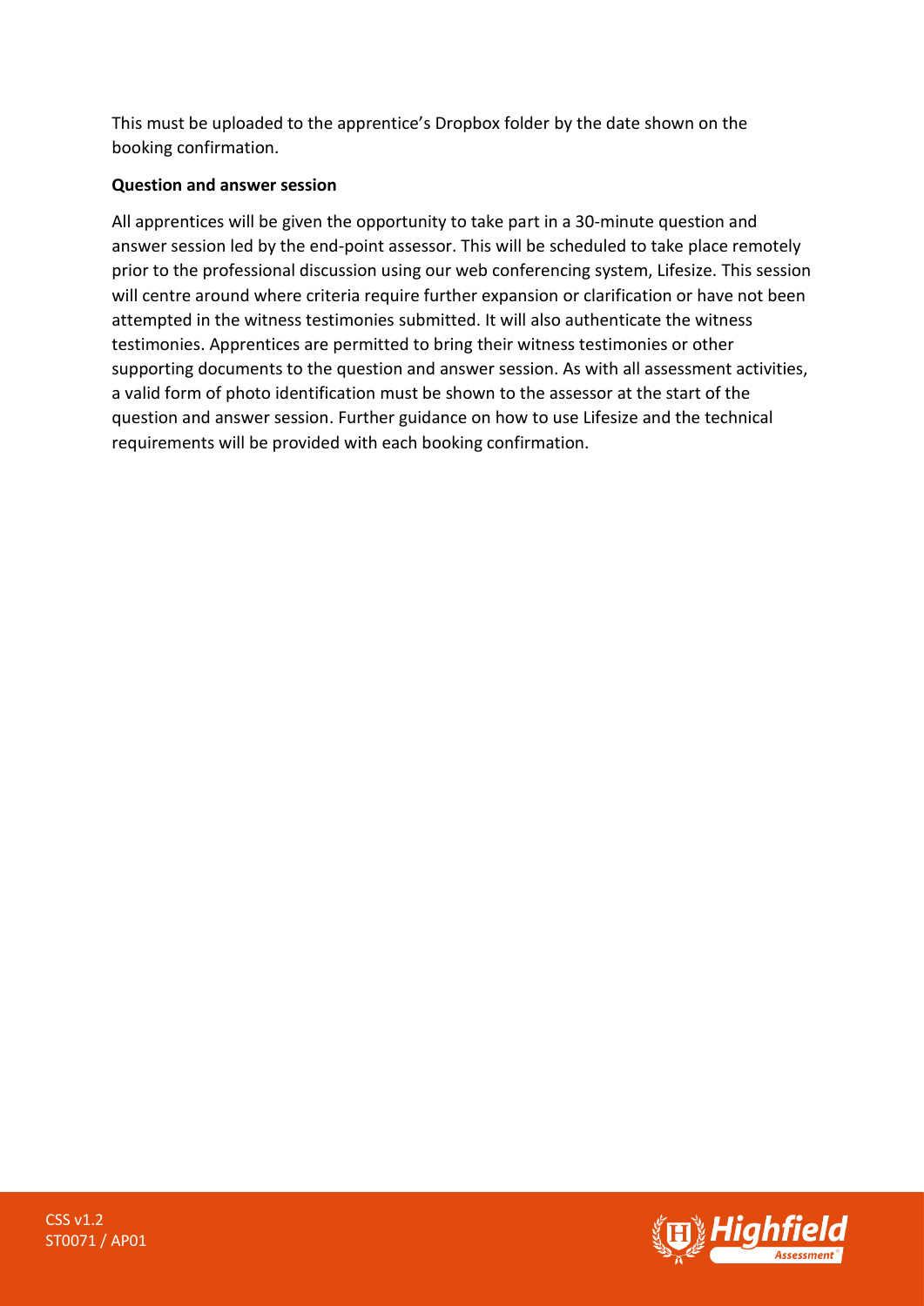This must be uploaded to the apprentice's Dropbox folder by the date shown on the booking confirmation.

**Question and answer session**

All apprentices will be given the opportunity to take part in a 30-minute question and answer session led by the end-point assessor. This will be scheduled to take place remotely prior to the professional discussion using our web conferencing system, Lifesize. This session will centre around where criteria require further expansion or clarification or have not been attempted in the witness testimonies submitted. It will also authenticate the witness testimonies. Apprentices are permitted to bring their witness testimonies or other supporting documents to the question and answer session. As with all assessment activities, a valid form of photo identification must be shown to the assessor at the start of the question and answer session. Further guidance on how to use Lifesize and the technical requirements will be provided with each booking confirmation.